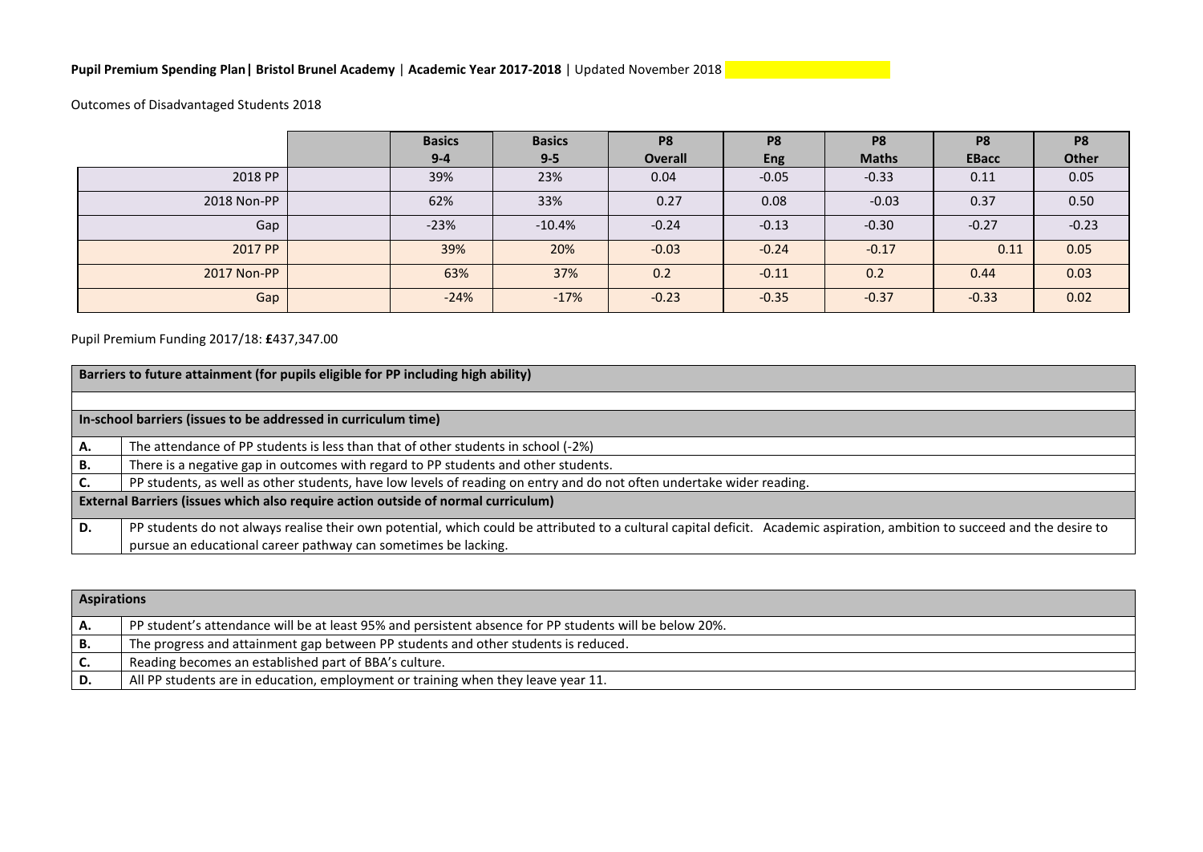**Pupil Premium Spending Plan| Bristol Brunel Academy** | **Academic Year 2017-2018** | Updated November 2018

Outcomes of Disadvantaged Students 2018

| | | Basics 9-4 | Basics 9-5 | P8 Overall | P8 Eng | P8 Maths | P8 EBacc | P8 Other |
|---|---|---|---|---|---|---|---|---|
| 2018 PP | | 39% | 23% | 0.04 | -0.05 | -0.33 | 0.11 | 0.05 |
| 2018 Non-PP | | 62% | 33% | 0.27 | 0.08 | -0.03 | 0.37 | 0.50 |
| Gap | | -23% | -10.4% | -0.24 | -0.13 | -0.30 | -0.27 | -0.23 |
| 2017 PP | | 39% | 20% | -0.03 | -0.24 | -0.17 | 0.11 | 0.05 |
| 2017 Non-PP | | 63% | 37% | 0.2 | -0.11 | 0.2 | 0.44 | 0.03 |
| Gap | | -24% | -17% | -0.23 | -0.35 | -0.37 | -0.33 | 0.02 |

Pupil Premium Funding 2017/18: **£**437,347.00

| **Barriers to future attainment (for pupils eligible for PP including high ability)** | |
|---|---|
| | |
| **In-school barriers (issues to be addressed in curriculum time)** | |
| **A.** | The attendance of PP students is less than that of other students in school (-2%) |
| **B.** | There is a negative gap in outcomes with regard to PP students and other students. |
| **C.** | PP students, as well as other students, have low levels of reading on entry and do not often undertake wider reading. |
| **External Barriers (issues which also require action outside of normal curriculum)** | |
| **D.** | PP students do not always realise their own potential, which could be attributed to a cultural capital deficit. Academic aspiration, ambition to succeed and the desire to pursue an educational career pathway can sometimes be lacking. |

| **Aspirations** | |
|---|---|
| **A.** | PP student's attendance will be at least 95% and persistent absence for PP students will be below 20%. |
| **B.** | The progress and attainment gap between PP students and other students is reduced. |
| **C.** | Reading becomes an established part of BBA's culture. |
| **D.** | All PP students are in education, employment or training when they leave year 11. |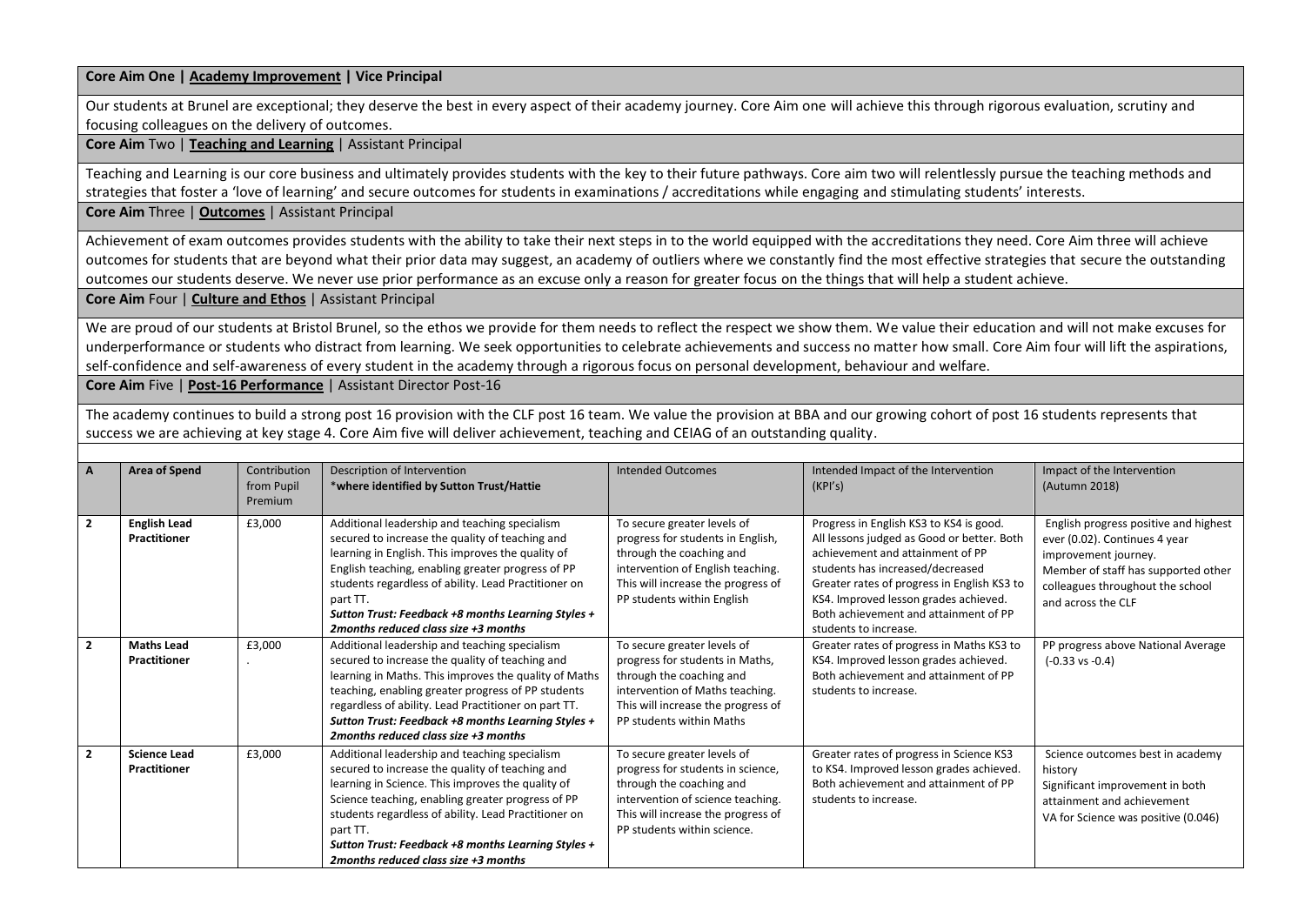**Core Aim One | Academy Improvement | Vice Principal**

Our students at Brunel are exceptional; they deserve the best in every aspect of their academy journey. Core Aim one will achieve this through rigorous evaluation, scrutiny and focusing colleagues on the delivery of outcomes.

**Core Aim** Two | **Teaching and Learning** | Assistant Principal

Teaching and Learning is our core business and ultimately provides students with the key to their future pathways. Core aim two will relentlessly pursue the teaching methods and strategies that foster a 'love of learning' and secure outcomes for students in examinations / accreditations while engaging and stimulating students' interests.

**Core Aim** Three | **Outcomes** | Assistant Principal

Achievement of exam outcomes provides students with the ability to take their next steps in to the world equipped with the accreditations they need. Core Aim three will achieve outcomes for students that are beyond what their prior data may suggest, an academy of outliers where we constantly find the most effective strategies that secure the outstanding outcomes our students deserve. We never use prior performance as an excuse only a reason for greater focus on the things that will help a student achieve.

**Core Aim** Four | **Culture and Ethos** | Assistant Principal

We are proud of our students at Bristol Brunel, so the ethos we provide for them needs to reflect the respect we show them. We value their education and will not make excuses for underperformance or students who distract from learning. We seek opportunities to celebrate achievements and success no matter how small. Core Aim four will lift the aspirations, self-confidence and self-awareness of every student in the academy through a rigorous focus on personal development, behaviour and welfare.

**Core Aim** Five | **Post-16 Performance** | Assistant Director Post-16

The academy continues to build a strong post 16 provision with the CLF post 16 team. We value the provision at BBA and our growing cohort of post 16 students represents that success we are achieving at key stage 4. Core Aim five will deliver achievement, teaching and CEIAG of an outstanding quality.

| A | Area of Spend | Contribution from Pupil Premium | Description of Intervention *where identified by Sutton Trust/Hattie | Intended Outcomes | Intended Impact of the Intervention (KPI's) | Impact of the Intervention (Autumn 2018) |
|---|---|---|---|---|---|---|
| 2 | **English Lead Practitioner** | £3,000 | Additional leadership and teaching specialism secured to increase the quality of teaching and learning in English. This improves the quality of English teaching, enabling greater progress of PP students regardless of ability. Lead Practitioner on part TT. ***Sutton Trust: Feedback +8 months Learning Styles + 2months reduced class size +3 months*** | To secure greater levels of progress for students in English, through the coaching and intervention of English teaching. This will increase the progress of PP students within English | Progress in English KS3 to KS4 is good. All lessons judged as Good or better. Both achievement and attainment of PP students has increased/decreased Greater rates of progress in English KS3 to KS4. Improved lesson grades achieved. Both achievement and attainment of PP students to increase. | English progress positive and highest ever (0.02). Continues 4 year improvement journey. Member of staff has supported other colleagues throughout the school and across the CLF |
| 2 | **Maths Lead Practitioner** | £3,000 . | Additional leadership and teaching specialism secured to increase the quality of teaching and learning in Maths. This improves the quality of Maths teaching, enabling greater progress of PP students regardless of ability. Lead Practitioner on part TT. ***Sutton Trust: Feedback +8 months Learning Styles + 2months reduced class size +3 months*** | To secure greater levels of progress for students in Maths, through the coaching and intervention of Maths teaching. This will increase the progress of PP students within Maths | Greater rates of progress in Maths KS3 to KS4. Improved lesson grades achieved. Both achievement and attainment of PP students to increase. | PP progress above National Average (-0.33 vs -0.4) |
| 2 | **Science Lead Practitioner** | £3,000 | Additional leadership and teaching specialism secured to increase the quality of teaching and learning in Science. This improves the quality of Science teaching, enabling greater progress of PP students regardless of ability. Lead Practitioner on part TT. ***Sutton Trust: Feedback +8 months Learning Styles + 2months reduced class size +3 months*** | To secure greater levels of progress for students in science, through the coaching and intervention of science teaching. This will increase the progress of PP students within science. | Greater rates of progress in Science KS3 to KS4. Improved lesson grades achieved. Both achievement and attainment of PP students to increase. | Science outcomes best in academy history Significant improvement in both attainment and achievement VA for Science was positive (0.046) |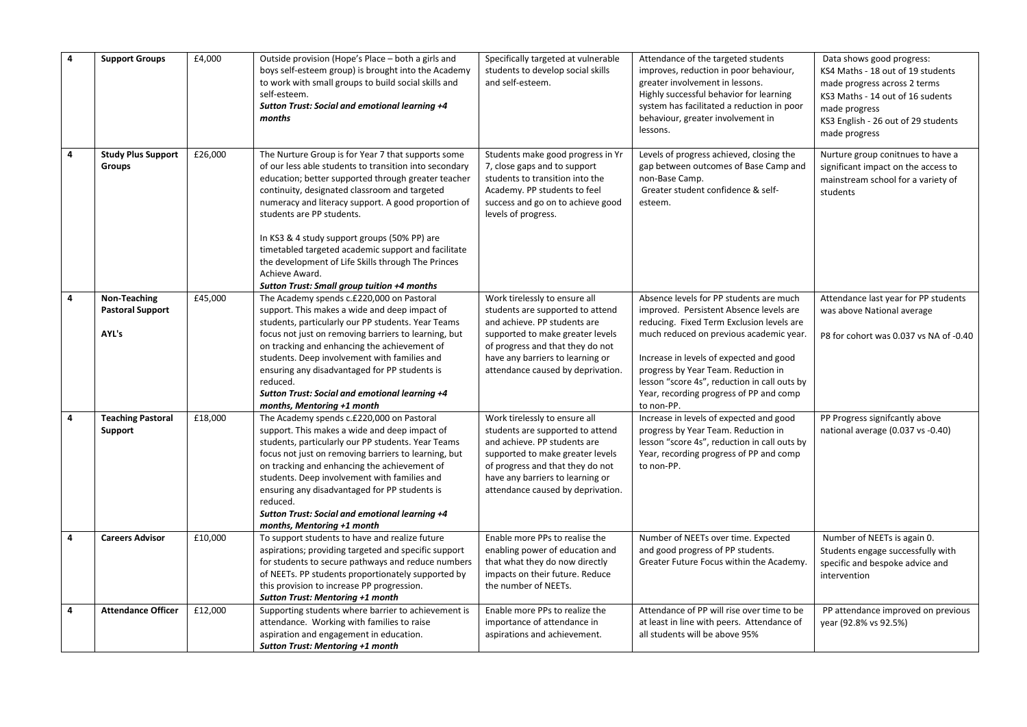| 4 | **Support Groups** | £4,000 | Outside provision (Hope's Place – both a girls and boys self-esteem group) is brought into the Academy to work with small groups to build social skills and self-esteem.<br>***Sutton Trust: Social and emotional learning +4 months*** | Specifically targeted at vulnerable students to develop social skills and self-esteem. | Attendance of the targeted students improves, reduction in poor behaviour, greater involvement in lessons.<br>Highly successful behavior for learning system has facilitated a reduction in poor behaviour, greater involvement in lessons. | Data shows good progress:<br>KS4 Maths - 18 out of 19 students made progress across 2 terms<br>KS3 Maths - 14 out of 16 sudents made progress<br>KS3 English - 26 out of 29 students made progress |
|---|---|---|---|---|---|---|
| 4 | **Study Plus Support Groups** | £26,000 | The Nurture Group is for Year 7 that supports some of our less able students to transition into secondary education; better supported through greater teacher continuity, designated classroom and targeted numeracy and literacy support. A good proportion of students are PP students.<br><br>In KS3 & 4 study support groups (50% PP) are timetabled targeted academic support and facilitate the development of Life Skills through The Princes Achieve Award.<br>***Sutton Trust: Small group tuition +4 months*** | Students make good progress in Yr 7, close gaps and to support students to transition into the Academy. PP students to feel success and go on to achieve good levels of progress. | Levels of progress achieved, closing the gap between outcomes of Base Camp and non-Base Camp.<br>Greater student confidence & self-esteem. | Nurture group conitnues to have a significant impact on the access to mainstream school for a variety of students |
| 4 | **Non-Teaching Pastoral Support**<br><br>**AYL's** | £45,000 | The Academy spends c.£220,000 on Pastoral support. This makes a wide and deep impact of students, particularly our PP students. Year Teams focus not just on removing barriers to learning, but on tracking and enhancing the achievement of students. Deep involvement with families and ensuring any disadvantaged for PP students is reduced.<br>***Sutton Trust: Social and emotional learning +4 months, Mentoring +1 month*** | Work tirelessly to ensure all students are supported to attend and achieve. PP students are supported to make greater levels of progress and that they do not have any barriers to learning or attendance caused by deprivation. | Absence levels for PP students are much improved. Persistent Absence levels are reducing. Fixed Term Exclusion levels are much reduced on previous academic year.<br><br>Increase in levels of expected and good progress by Year Team. Reduction in lesson "score 4s", reduction in call outs by Year, recording progress of PP and comp to non-PP. | Attendance last year for PP students was above National average<br><br>P8 for cohort was 0.037 vs NA of -0.40 |
| 4 | **Teaching Pastoral Support** | £18,000 | The Academy spends c.£220,000 on Pastoral support. This makes a wide and deep impact of students, particularly our PP students. Year Teams focus not just on removing barriers to learning, but on tracking and enhancing the achievement of students. Deep involvement with families and ensuring any disadvantaged for PP students is reduced.<br>***Sutton Trust: Social and emotional learning +4 months, Mentoring +1 month*** | Work tirelessly to ensure all students are supported to attend and achieve. PP students are supported to make greater levels of progress and that they do not have any barriers to learning or attendance caused by deprivation. | Increase in levels of expected and good progress by Year Team. Reduction in lesson "score 4s", reduction in call outs by Year, recording progress of PP and comp to non-PP. | PP Progress signifcantly above national average (0.037 vs -0.40) |
| 4 | **Careers Advisor** | £10,000 | To support students to have and realize future aspirations; providing targeted and specific support for students to secure pathways and reduce numbers of NEETs. PP students proportionately supported by this provision to increase PP progression.<br>***Sutton Trust: Mentoring +1 month*** | Enable more PPs to realise the enabling power of education and that what they do now directly impacts on their future. Reduce the number of NEETs. | Number of NEETs over time. Expected and good progress of PP students. Greater Future Focus within the Academy. | Number of NEETs is again 0. Students engage successfully with specific and bespoke advice and intervention |
| 4 | **Attendance Officer** | £12,000 | Supporting students where barrier to achievement is attendance. Working with families to raise aspiration and engagement in education.<br>***Sutton Trust: Mentoring +1 month*** | Enable more PPs to realize the importance of attendance in aspirations and achievement. | Attendance of PP will rise over time to be at least in line with peers. Attendance of all students will be above 95% | PP attendance improved on previous year (92.8% vs 92.5%) |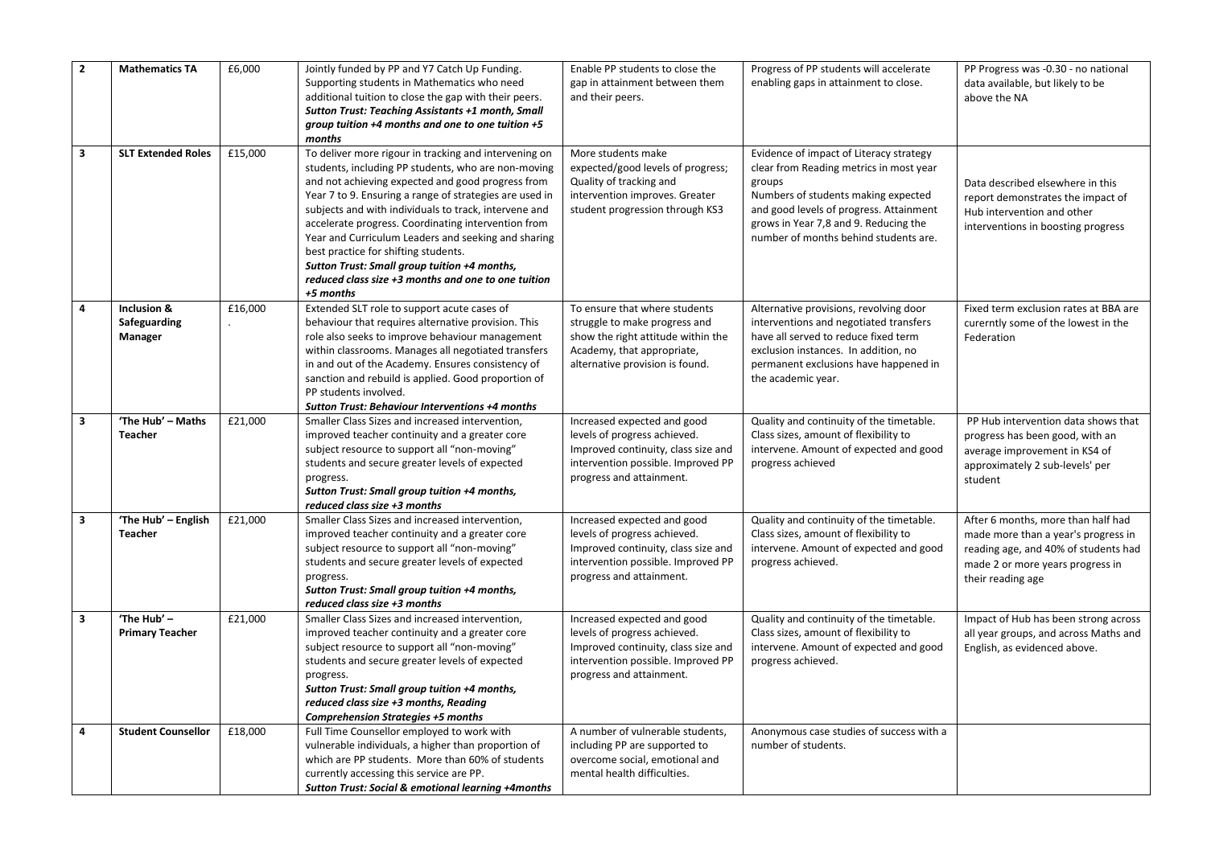| 2 | **Mathematics TA** | £6,000 | Jointly funded by PP and Y7 Catch Up Funding. Supporting students in Mathematics who need additional tuition to close the gap with their peers. ***Sutton Trust: Teaching Assistants +1 month, Small group tuition +4 months and one to one tuition +5 months*** | Enable PP students to close the gap in attainment between them and their peers. | Progress of PP students will accelerate enabling gaps in attainment to close. | PP Progress was -0.30 - no national data available, but likely to be above the NA |
|---|---|---|---|---|---|---|
| 3 | **SLT Extended Roles** | £15,000 | To deliver more rigour in tracking and intervening on students, including PP students, who are non-moving and not achieving expected and good progress from Year 7 to 9. Ensuring a range of strategies are used in subjects and with individuals to track, intervene and accelerate progress. Coordinating intervention from Year and Curriculum Leaders and seeking and sharing best practice for shifting students. ***Sutton Trust: Small group tuition +4 months, reduced class size +3 months and one to one tuition +5 months*** | More students make expected/good levels of progress; Quality of tracking and intervention improves. Greater student progression through KS3 | Evidence of impact of Literacy strategy clear from Reading metrics in most year groups Numbers of students making expected and good levels of progress. Attainment grows in Year 7,8 and 9. Reducing the number of months behind students are. | Data described elsewhere in this report demonstrates the impact of Hub intervention and other interventions in boosting progress |
| 4 | **Inclusion & Safeguarding Manager** | £16,000 . | Extended SLT role to support acute cases of behaviour that requires alternative provision. This role also seeks to improve behaviour management within classrooms. Manages all negotiated transfers in and out of the Academy. Ensures consistency of sanction and rebuild is applied. Good proportion of PP students involved. ***Sutton Trust: Behaviour Interventions +4 months*** | To ensure that where students struggle to make progress and show the right attitude within the Academy, that appropriate, alternative provision is found. | Alternative provisions, revolving door interventions and negotiated transfers have all served to reduce fixed term exclusion instances. In addition, no permanent exclusions have happened in the academic year. | Fixed term exclusion rates at BBA are curerntly some of the lowest in the Federation |
| 3 | **'The Hub' – Maths Teacher** | £21,000 | Smaller Class Sizes and increased intervention, improved teacher continuity and a greater core subject resource to support all "non-moving" students and secure greater levels of expected progress. ***Sutton Trust: Small group tuition +4 months, reduced class size +3 months*** | Increased expected and good levels of progress achieved. Improved continuity, class size and intervention possible. Improved PP progress and attainment. | Quality and continuity of the timetable. Class sizes, amount of flexibility to intervene. Amount of expected and good progress achieved | PP Hub intervention data shows that progress has been good, with an average improvement in KS4 of approximately 2 sub-levels' per student |
| 3 | **'The Hub' – English Teacher** | £21,000 | Smaller Class Sizes and increased intervention, improved teacher continuity and a greater core subject resource to support all "non-moving" students and secure greater levels of expected progress. ***Sutton Trust: Small group tuition +4 months, reduced class size +3 months*** | Increased expected and good levels of progress achieved. Improved continuity, class size and intervention possible. Improved PP progress and attainment. | Quality and continuity of the timetable. Class sizes, amount of flexibility to intervene. Amount of expected and good progress achieved. | After 6 months, more than half had made more than a year's progress in reading age, and 40% of students had made 2 or more years progress in their reading age |
| 3 | **'The Hub' – Primary Teacher** | £21,000 | Smaller Class Sizes and increased intervention, improved teacher continuity and a greater core subject resource to support all "non-moving" students and secure greater levels of expected progress. ***Sutton Trust: Small group tuition +4 months, reduced class size +3 months, Reading Comprehension Strategies +5 months*** | Increased expected and good levels of progress achieved. Improved continuity, class size and intervention possible. Improved PP progress and attainment. | Quality and continuity of the timetable. Class sizes, amount of flexibility to intervene. Amount of expected and good progress achieved. | Impact of Hub has been strong across all year groups, and across Maths and English, as evidenced above. |
| 4 | **Student Counsellor** | £18,000 | Full Time Counsellor employed to work with vulnerable individuals, a higher than proportion of which are PP students. More than 60% of students currently accessing this service are PP. ***Sutton Trust: Social & emotional learning +4months*** | A number of vulnerable students, including PP are supported to overcome social, emotional and mental health difficulties. | Anonymous case studies of success with a number of students. | |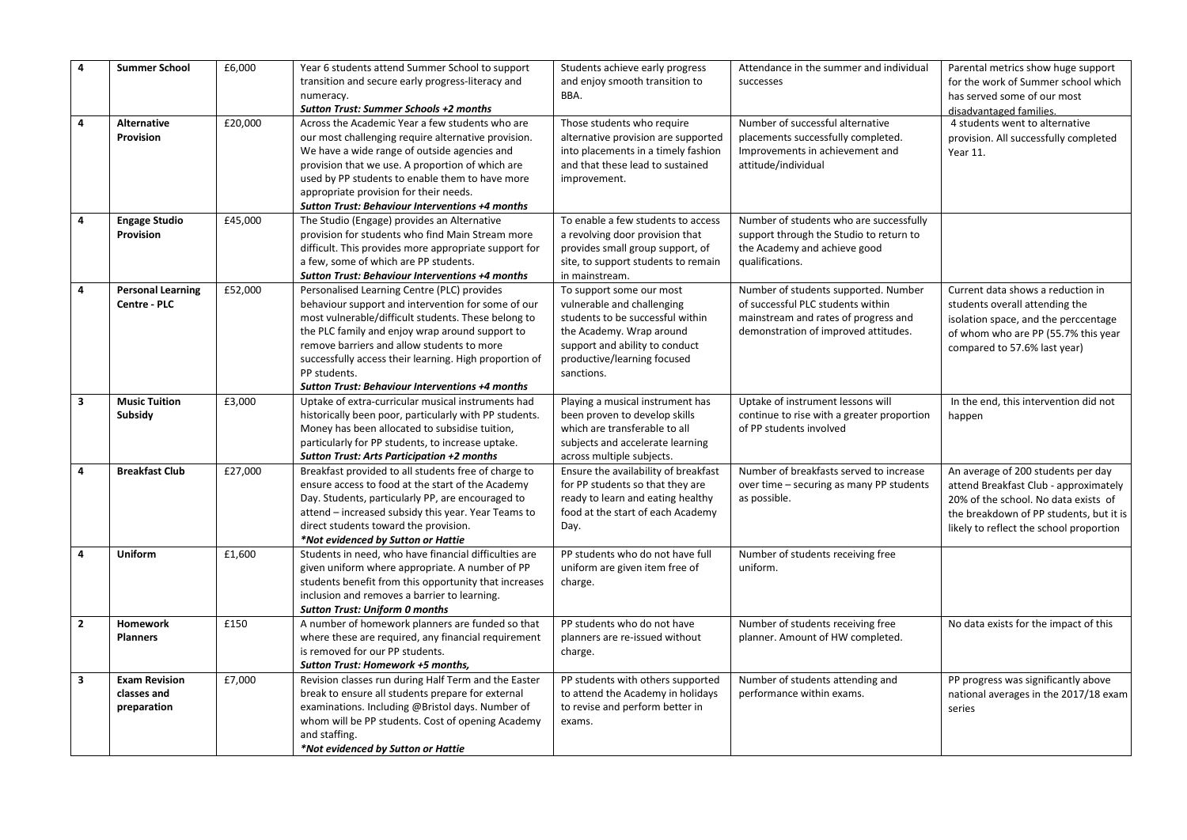| 4 | **Summer School** | £6,000 | Year 6 students attend Summer School to support transition and secure early progress-literacy and numeracy. ***Sutton Trust: Summer Schools +2 months*** | Students achieve early progress and enjoy smooth transition to BBA. | Attendance in the summer and individual successes | Parental metrics show huge support for the work of Summer school which has served some of our most disadvantaged families. |
|---|---|---|---|---|---|---|
| 4 | **Alternative Provision** | £20,000 | Across the Academic Year a few students who are our most challenging require alternative provision. We have a wide range of outside agencies and provision that we use. A proportion of which are used by PP students to enable them to have more appropriate provision for their needs. ***Sutton Trust: Behaviour Interventions +4 months*** | Those students who require alternative provision are supported into placements in a timely fashion and that these lead to sustained improvement. | Number of successful alternative placements successfully completed. Improvements in achievement and attitude/individual | 4 students went to alternative provision. All successfully completed Year 11. |
| 4 | **Engage Studio Provision** | £45,000 | The Studio (Engage) provides an Alternative provision for students who find Main Stream more difficult. This provides more appropriate support for a few, some of which are PP students. ***Sutton Trust: Behaviour Interventions +4 months*** | To enable a few students to access a revolving door provision that provides small group support, of site, to support students to remain in mainstream. | Number of students who are successfully support through the Studio to return to the Academy and achieve good qualifications. | |
| 4 | **Personal Learning Centre - PLC** | £52,000 | Personalised Learning Centre (PLC) provides behaviour support and intervention for some of our most vulnerable/difficult students. These belong to the PLC family and enjoy wrap around support to remove barriers and allow students to more successfully access their learning. High proportion of PP students. ***Sutton Trust: Behaviour Interventions +4 months*** | To support some our most vulnerable and challenging students to be successful within the Academy. Wrap around support and ability to conduct productive/learning focused sanctions. | Number of students supported. Number of successful PLC students within mainstream and rates of progress and demonstration of improved attitudes. | Current data shows a reduction in students overall attending the isolation space, and the perccentage of whom who are PP (55.7% this year compared to 57.6% last year) |
| 3 | **Music Tuition Subsidy** | £3,000 | Uptake of extra-curricular musical instruments had historically been poor, particularly with PP students. Money has been allocated to subsidise tuition, particularly for PP students, to increase uptake. ***Sutton Trust: Arts Participation +2 months*** | Playing a musical instrument has been proven to develop skills which are transferable to all subjects and accelerate learning across multiple subjects. | Uptake of instrument lessons will continue to rise with a greater proportion of PP students involved | In the end, this intervention did not happen |
| 4 | **Breakfast Club** | £27,000 | Breakfast provided to all students free of charge to ensure access to food at the start of the Academy Day. Students, particularly PP, are encouraged to attend – increased subsidy this year. Year Teams to direct students toward the provision. ***\*Not evidenced by Sutton or Hattie*** | Ensure the availability of breakfast for PP students so that they are ready to learn and eating healthy food at the start of each Academy Day. | Number of breakfasts served to increase over time – securing as many PP students as possible. | An average of 200 students per day attend Breakfast Club - approximately 20% of the school. No data exists of the breakdown of PP students, but it is likely to reflect the school proportion |
| 4 | **Uniform** | £1,600 | Students in need, who have financial difficulties are given uniform where appropriate. A number of PP students benefit from this opportunity that increases inclusion and removes a barrier to learning. ***Sutton Trust: Uniform 0 months*** | PP students who do not have full uniform are given item free of charge. | Number of students receiving free uniform. | |
| 2 | **Homework Planners** | £150 | A number of homework planners are funded so that where these are required, any financial requirement is removed for our PP students. ***Sutton Trust: Homework +5 months,*** | PP students who do not have planners are re-issued without charge. | Number of students receiving free planner. Amount of HW completed. | No data exists for the impact of this |
| 3 | **Exam Revision classes and preparation** | £7,000 | Revision classes run during Half Term and the Easter break to ensure all students prepare for external examinations. Including @Bristol days. Number of whom will be PP students. Cost of opening Academy and staffing. ***\*Not evidenced by Sutton or Hattie*** | PP students with others supported to attend the Academy in holidays to revise and perform better in exams. | Number of students attending and performance within exams. | PP progress was significantly above national averages in the 2017/18 exam series |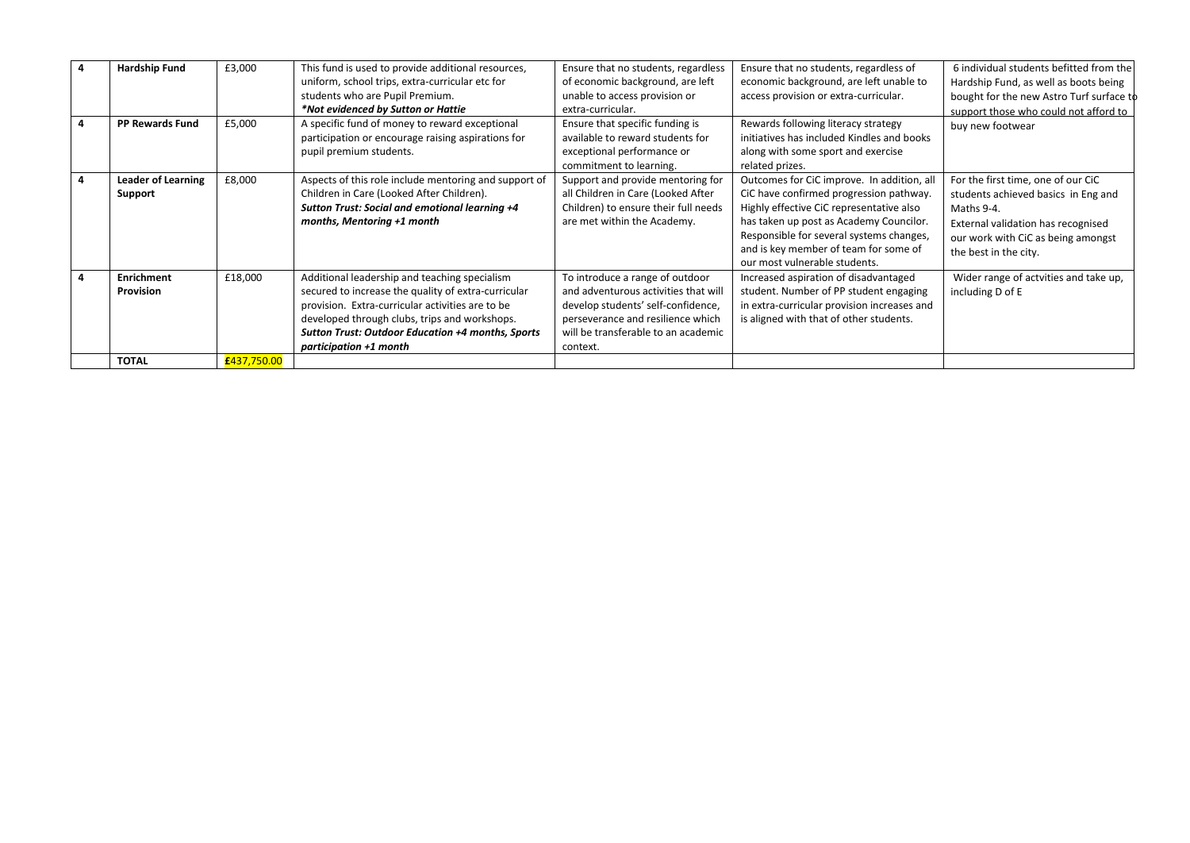| | | | | | | |
|---|---|---|---|---|---|---|
| 4 | **Hardship Fund** | £3,000 | This fund is used to provide additional resources, uniform, school trips, extra-curricular etc for students who are Pupil Premium. ***Not evidenced by Sutton or Hattie*** | Ensure that no students, regardless of economic background, are left unable to access provision or extra-curricular. | Ensure that no students, regardless of economic background, are left unable to access provision or extra-curricular. | 6 individual students befitted from the Hardship Fund, as well as boots being bought for the new Astro Turf surface to support those who could not afford to buy new footwear |
| 4 | **PP Rewards Fund** | £5,000 | A specific fund of money to reward exceptional participation or encourage raising aspirations for pupil premium students. | Ensure that specific funding is available to reward students for exceptional performance or commitment to learning. | Rewards following literacy strategy initiatives has included Kindles and books along with some sport and exercise related prizes. | |
| 4 | **Leader of Learning Support** | £8,000 | Aspects of this role include mentoring and support of Children in Care (Looked After Children). ***Sutton Trust: Social and emotional learning +4 months, Mentoring +1 month*** | Support and provide mentoring for all Children in Care (Looked After Children) to ensure their full needs are met within the Academy. | Outcomes for CiC improve. In addition, all CiC have confirmed progression pathway. Highly effective CiC representative also has taken up post as Academy Councilor. Responsible for several systems changes, and is key member of team for some of our most vulnerable students. | For the first time, one of our CiC students achieved basics in Eng and Maths 9-4. External validation has recognised our work with CiC as being amongst the best in the city. |
| 4 | **Enrichment Provision** | £18,000 | Additional leadership and teaching specialism secured to increase the quality of extra-curricular provision. Extra-curricular activities are to be developed through clubs, trips and workshops. ***Sutton Trust: Outdoor Education +4 months, Sports participation +1 month*** | To introduce a range of outdoor and adventurous activities that will develop students' self-confidence, perseverance and resilience which will be transferable to an academic context. | Increased aspiration of disadvantaged student. Number of PP student engaging in extra-curricular provision increases and is aligned with that of other students. | Wider range of actvities and take up, including D of E |
| | **TOTAL** | **£437,750.00** | | | | |